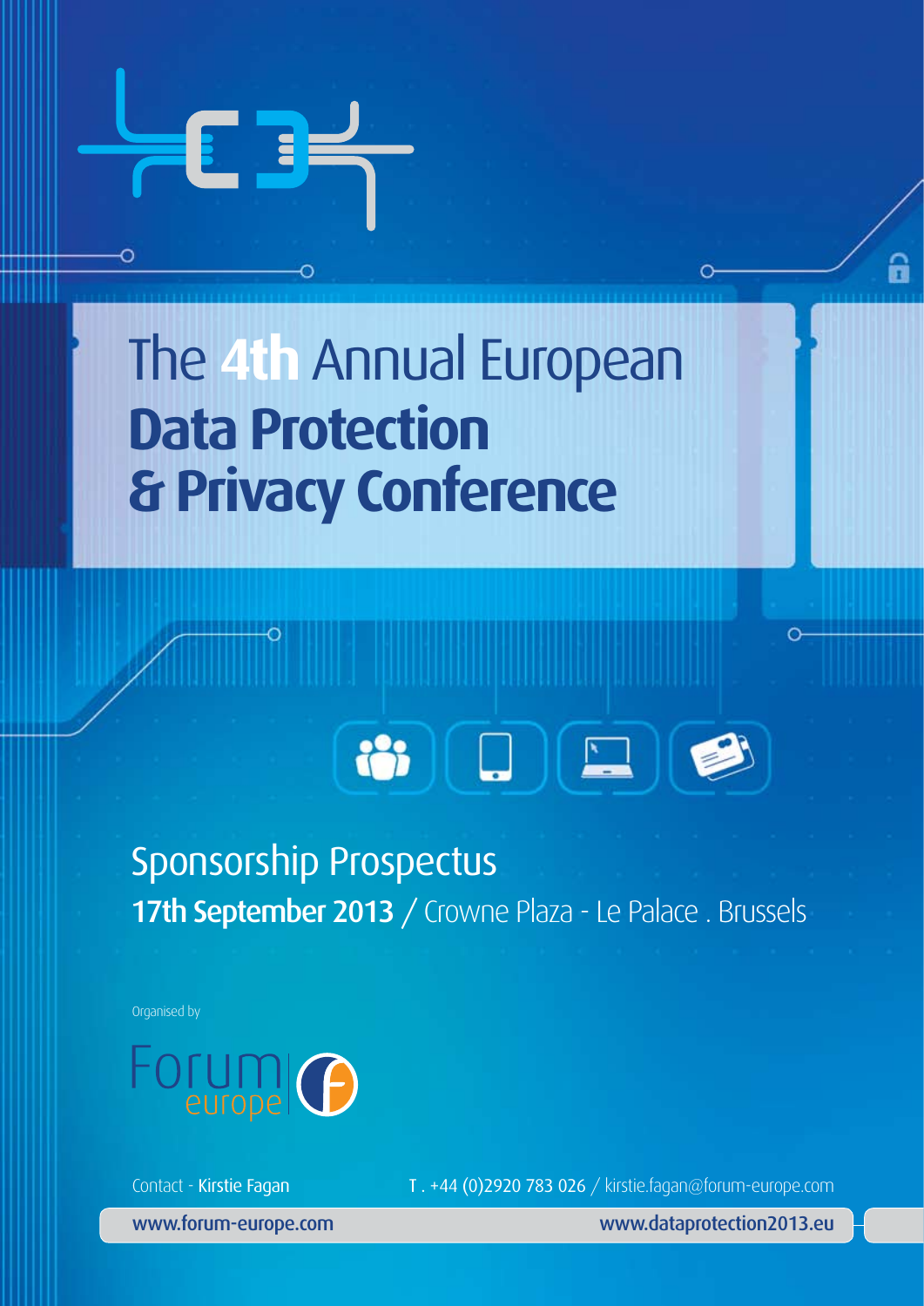# The 4th Annual European **Data Protection & Privacy Conference**

## Sponsorship Prospectus

**17th September 2013** / Crowne Plaza - Le Palace . Brussels

Organised by

Forum europe

Contact - Kirstie Fagan

T . +44 (0)2920 783 026 / kirstie.fagan@forum-europe.com

www.forum-europe.com

www.dataprotection2013.eu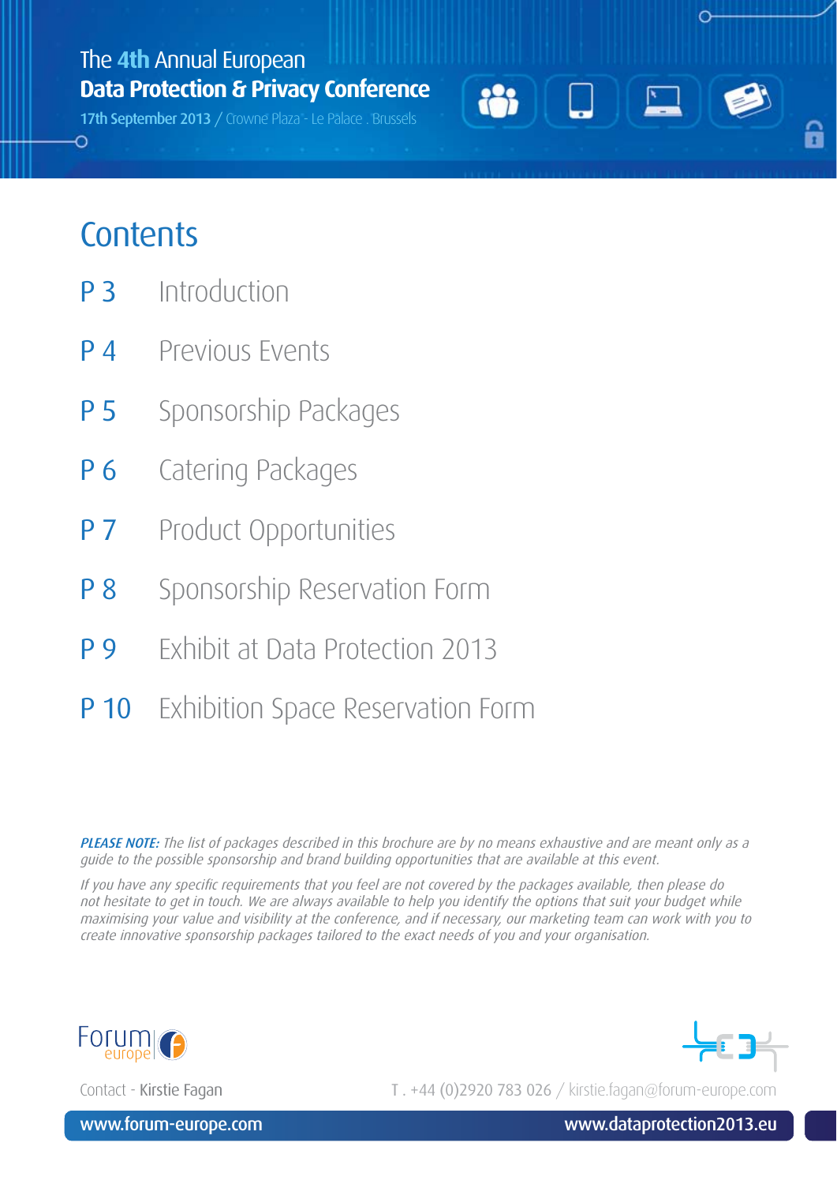The **4th** Annual European
**Data Protection & Privacy Conference**
17th September 2013 / Crowne Plaza - Le Palace . Brussels

# Contents

| | |
|---|---|
| P 3 | Introduction |
| P 4 | Previous Events |
| P 5 | Sponsorship Packages |
| P 6 | Catering Packages |
| P 7 | Product Opportunities |
| P 8 | Sponsorship Reservation Form |
| P 9 | Exhibit at Data Protection 2013 |
| P 10 | Exhibition Space Reservation Form |

***PLEASE NOTE:*** *The list of packages described in this brochure are by no means exhaustive and are meant only as a guide to the possible sponsorship and brand building opportunities that are available at this event.*

*If you have any specific requirements that you feel are not covered by the packages available, then please do not hesitate to get in touch. We are always available to help you identify the options that suit your budget while maximising your value and visibility at the conference, and if necessary, our marketing team can work with you to create innovative sponsorship packages tailored to the exact needs of you and your organisation.*

Contact - Kirstie Fagan    T . +44 (0)2920 783 026 / kirstie.fagan@forum-europe.com

www.forum-europe.com    www.dataprotection2013.eu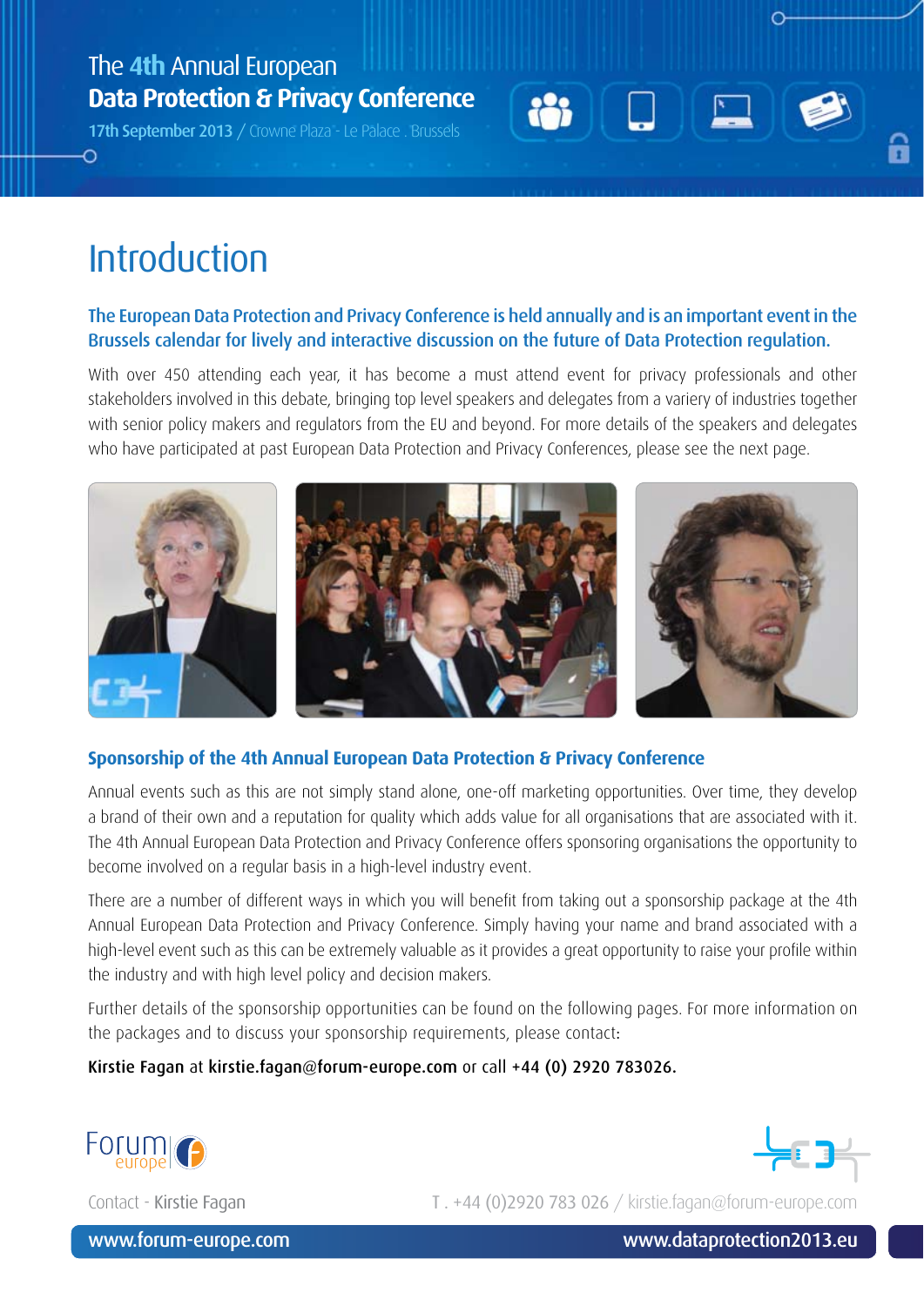# Introduction

**The European Data Protection and Privacy Conference is held annually and is an important event in the Brussels calendar for lively and interactive discussion on the future of Data Protection regulation.**

With over 450 attending each year, it has become a must attend event for privacy professionals and other stakeholders involved in this debate, bringing top level speakers and delegates from a variety of industries together with senior policy makers and regulators from the EU and beyond. For more details of the speakers and delegates who have participated at past European Data Protection and Privacy Conferences, please see the next page.

## Sponsorship of the 4th Annual European Data Protection & Privacy Conference

Annual events such as this are not simply stand alone, one-off marketing opportunities. Over time, they develop a brand of their own and a reputation for quality which adds value for all organisations that are associated with it. The 4th Annual European Data Protection and Privacy Conference offers sponsoring organisations the opportunity to become involved on a regular basis in a high-level industry event.

There are a number of different ways in which you will benefit from taking out a sponsorship package at the 4th Annual European Data Protection and Privacy Conference. Simply having your name and brand associated with a high-level event such as this can be extremely valuable as it provides a great opportunity to raise your profile within the industry and with high level policy and decision makers.

Further details of the sponsorship opportunities can be found on the following pages. For more information on the packages and to discuss your sponsorship requirements, please contact:

**Kirstie Fagan** at **kirstie.fagan@forum-europe.com** or call **+44 (0) 2920 783026.**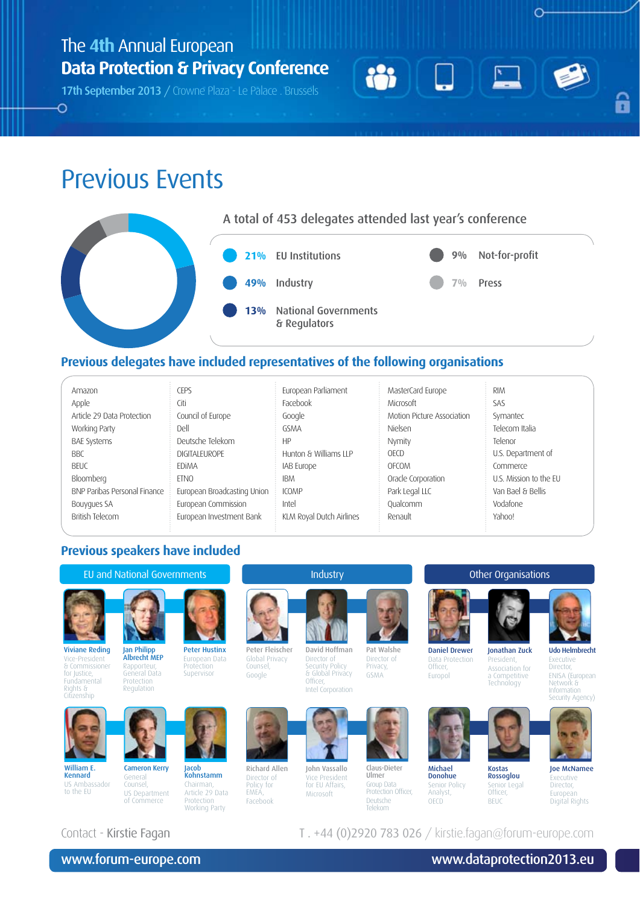The 4th Annual European
**Data Protection & Privacy Conference**
17th September 2013 / Crowne Plaza - Le Palace . Brussels

# Previous Events

## A total of 453 delegates attended last year's conference

- **21%** EU Institutions
- **49%** Industry
- **13%** National Governments & Regulators
- **9%** Not-for-profit
- **7%** Press

## Previous delegates have included representatives of the following organisations

Amazon
Apple
Article 29 Data Protection Working Party
BAE Systems
BBC
BEUC
Bloomberg
BNP Paribas Personal Finance
Bouygues SA
British Telecom
CEPS
Citi
Council of Europe
Dell
Deutsche Telekom
DIGITALEUROPE
EDiMA
ETNO
European Broadcasting Union
European Commission
European Investment Bank
European Parliament
Facebook
Google
GSMA
HP
Hunton & Williams LLP
IAB Europe
IBM
ICOMP
Intel
KLM Royal Dutch Airlines
MasterCard Europe
Microsoft
Motion Picture Association
Nielsen
Nymity
OECD
OFCOM
Oracle Corporation
Park Legal LLC
Qualcomm
Renault
RIM
SAS
Symantec
Telecom Italia
Telenor
U.S. Department of Commerce
U.S. Mission to the EU
Van Bael & Bellis
Vodafone
Yahoo!

## Previous speakers have included

### EU and National Governments

- **Viviane Reding** – Vice-President & Commissioner for Justice, Fundamental Rights & Citizenship
- **Jan Philipp Albrecht MEP** – Rapporteur, General Data Protection Regulation
- **Peter Hustinx** – European Data Protection Supervisor
- **William E. Kennard** – US Ambassador to the EU
- **Cameron Kerry** – General Counsel, US Department of Commerce
- **Jacob Kohnstamm** – Chairman, Article 29 Data Protection Working Party

### Industry

- **Peter Fleischer** – Global Privacy Counsel, Google
- **David Hoffman** – Director of Security Policy & Global Privacy Officer, Intel Corporation
- **Pat Walshe** – Director of Privacy, GSMA
- **Richard Allen** – Director of Policy for EMEA, Facebook
- **John Vassallo** – Vice President for EU Affairs, Microsoft
- **Claus-Dieter Ulmer** – Group Data Protection Officer, Deutsche Telekom

### Other Organisations

- **Daniel Drewer** – Data Protection Officer, Europol
- **Jonathan Zuck** – President, Association for a Competitive Technology
- **Udo Helmbrecht** – Executive Director, ENISA (European Network & Information Security Agency)
- **Michael Donohue** – Senior Policy Analyst, OECD
- **Kostas Rossoglou** – Senior Legal Officer, BEUC
- **Joe McNamee** – Executive Director, European Digital Rights

Contact - Kirstie Fagan T . +44 (0)2920 783 026 / kirstie.fagan@forum-europe.com

www.forum-europe.com www.dataprotection2013.eu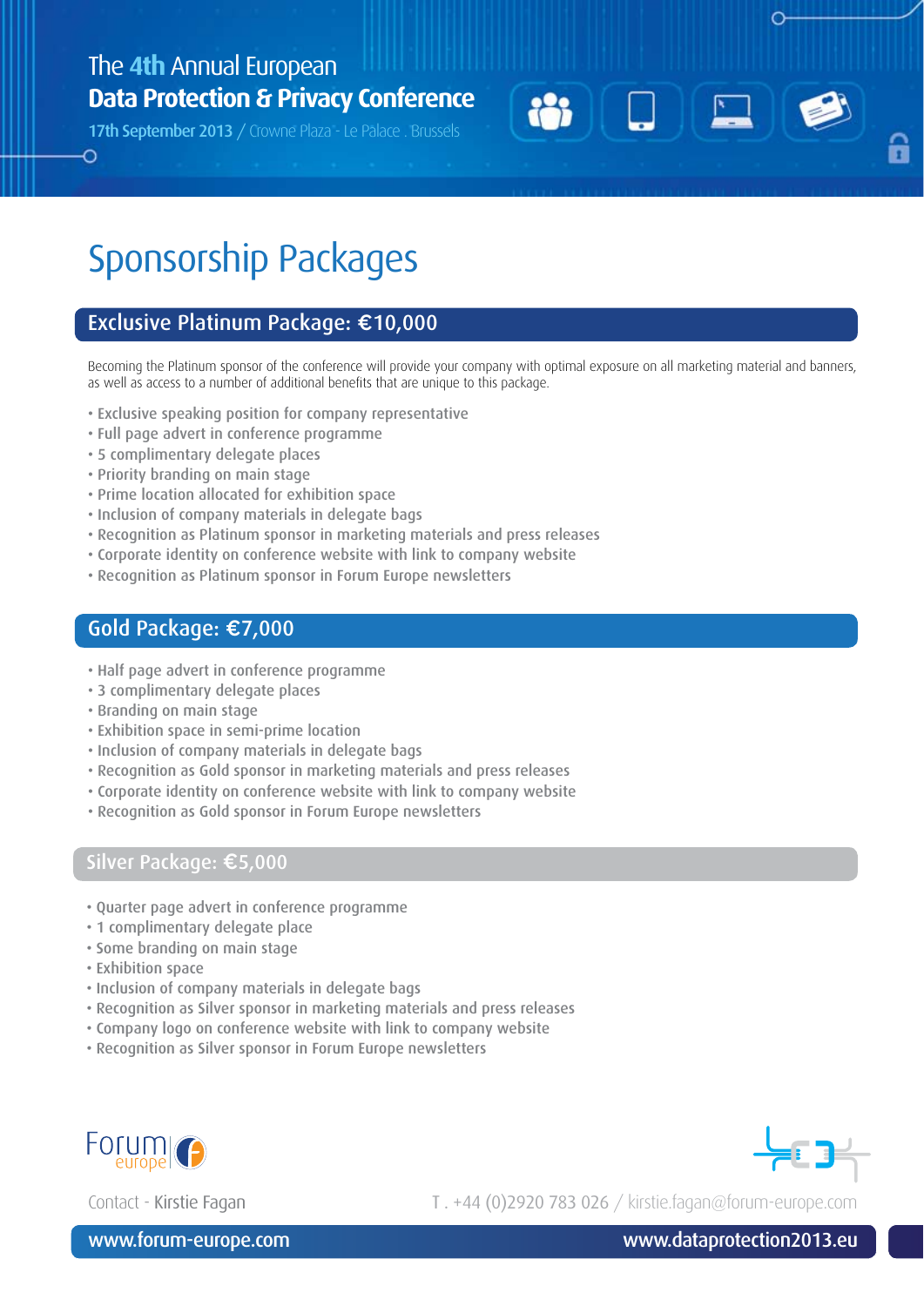The 4th Annual European
**Data Protection & Privacy Conference**
17th September 2013 / Crowne Plaza - Le Palace . Brussels

# Sponsorship Packages

## Exclusive Platinum Package: €10,000

Becoming the Platinum sponsor of the conference will provide your company with optimal exposure on all marketing material and banners, as well as access to a number of additional benefits that are unique to this package.

- Exclusive speaking position for company representative
- Full page advert in conference programme
- 5 complimentary delegate places
- Priority branding on main stage
- Prime location allocated for exhibition space
- Inclusion of company materials in delegate bags
- Recognition as Platinum sponsor in marketing materials and press releases
- Corporate identity on conference website with link to company website
- Recognition as Platinum sponsor in Forum Europe newsletters

## Gold Package: €7,000

- Half page advert in conference programme
- 3 complimentary delegate places
- Branding on main stage
- Exhibition space in semi-prime location
- Inclusion of company materials in delegate bags
- Recognition as Gold sponsor in marketing materials and press releases
- Corporate identity on conference website with link to company website
- Recognition as Gold sponsor in Forum Europe newsletters

## Silver Package: €5,000

- Quarter page advert in conference programme
- 1 complimentary delegate place
- Some branding on main stage
- Exhibition space
- Inclusion of company materials in delegate bags
- Recognition as Silver sponsor in marketing materials and press releases
- Company logo on conference website with link to company website
- Recognition as Silver sponsor in Forum Europe newsletters

Contact - Kirstie Fagan

T . +44 (0)2920 783 026 / kirstie.fagan@forum-europe.com

www.forum-europe.com

www.dataprotection2013.eu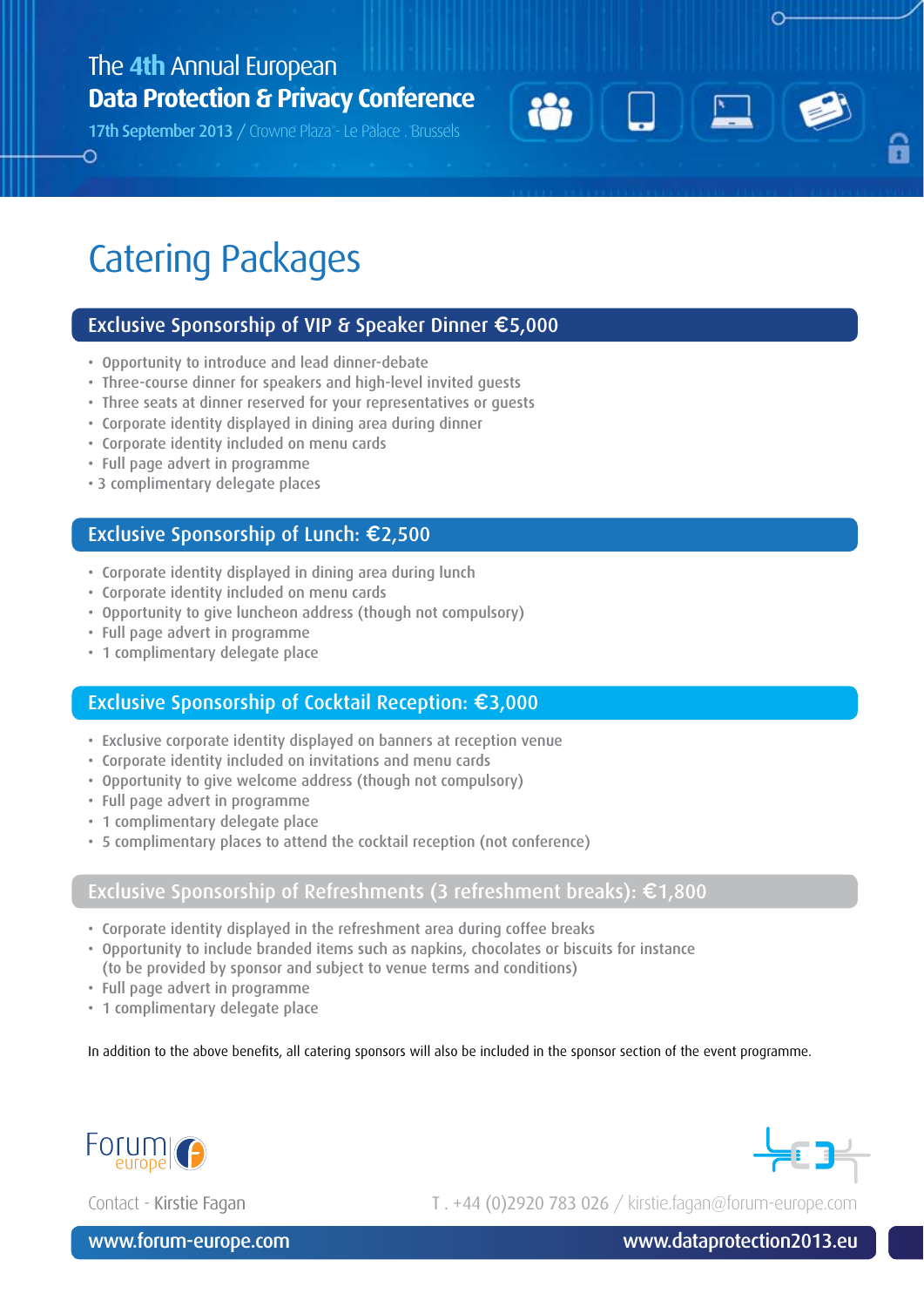# Catering Packages

## Exclusive Sponsorship of VIP & Speaker Dinner €5,000

- Opportunity to introduce and lead dinner-debate
- Three-course dinner for speakers and high-level invited guests
- Three seats at dinner reserved for your representatives or guests
- Corporate identity displayed in dining area during dinner
- Corporate identity included on menu cards
- Full page advert in programme
- 3 complimentary delegate places

## Exclusive Sponsorship of Lunch: €2,500

- Corporate identity displayed in dining area during lunch
- Corporate identity included on menu cards
- Opportunity to give luncheon address (though not compulsory)
- Full page advert in programme
- 1 complimentary delegate place

## Exclusive Sponsorship of Cocktail Reception: €3,000

- Exclusive corporate identity displayed on banners at reception venue
- Corporate identity included on invitations and menu cards
- Opportunity to give welcome address (though not compulsory)
- Full page advert in programme
- 1 complimentary delegate place
- 5 complimentary places to attend the cocktail reception (not conference)

## Exclusive Sponsorship of Refreshments (3 refreshment breaks): €1,800

- Corporate identity displayed in the refreshment area during coffee breaks
- Opportunity to include branded items such as napkins, chocolates or biscuits for instance (to be provided by sponsor and subject to venue terms and conditions)
- Full page advert in programme
- 1 complimentary delegate place

In addition to the above benefits, all catering sponsors will also be included in the sponsor section of the event programme.

Contact - Kirstie Fagan

T . +44 (0)2920 783 026 / kirstie.fagan@forum-europe.com

www.forum-europe.com

www.dataprotection2013.eu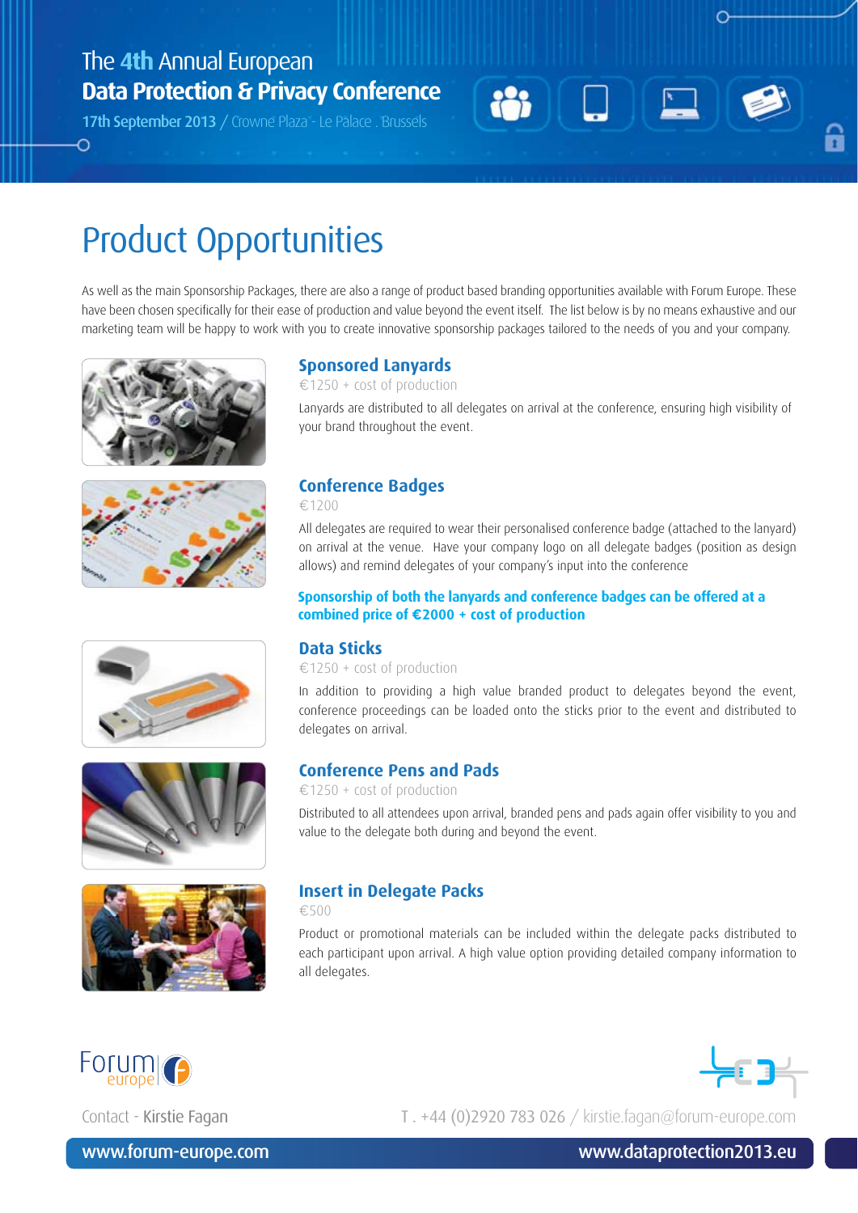The **4th** Annual European
**Data Protection & Privacy Conference**
17th September 2013 / Crowne Plaza - Le Palace . Brussels

# Product Opportunities

As well as the main Sponsorship Packages, there are also a range of product based branding opportunities available with Forum Europe. These have been chosen specifically for their ease of production and value beyond the event itself. The list below is by no means exhaustive and our marketing team will be happy to work with you to create innovative sponsorship packages tailored to the needs of you and your company.

## Sponsored Lanyards

€1250 + cost of production

Lanyards are distributed to all delegates on arrival at the conference, ensuring high visibility of your brand throughout the event.

## Conference Badges

€1200

All delegates are required to wear their personalised conference badge (attached to the lanyard) on arrival at the venue. Have your company logo on all delegate badges (position as design allows) and remind delegates of your company's input into the conference

**Sponsorship of both the lanyards and conference badges can be offered at a combined price of €2000 + cost of production**

## Data Sticks

€1250 + cost of production

In addition to providing a high value branded product to delegates beyond the event, conference proceedings can be loaded onto the sticks prior to the event and distributed to delegates on arrival.

## Conference Pens and Pads

€1250 + cost of production

Distributed to all attendees upon arrival, branded pens and pads again offer visibility to you and value to the delegate both during and beyond the event.

## Insert in Delegate Packs

€500

Product or promotional materials can be included within the delegate packs distributed to each participant upon arrival. A high value option providing detailed company information to all delegates.

Contact - Kirstie Fagan

T . +44 (0)2920 783 026 / kirstie.fagan@forum-europe.com

www.forum-europe.com

www.dataprotection2013.eu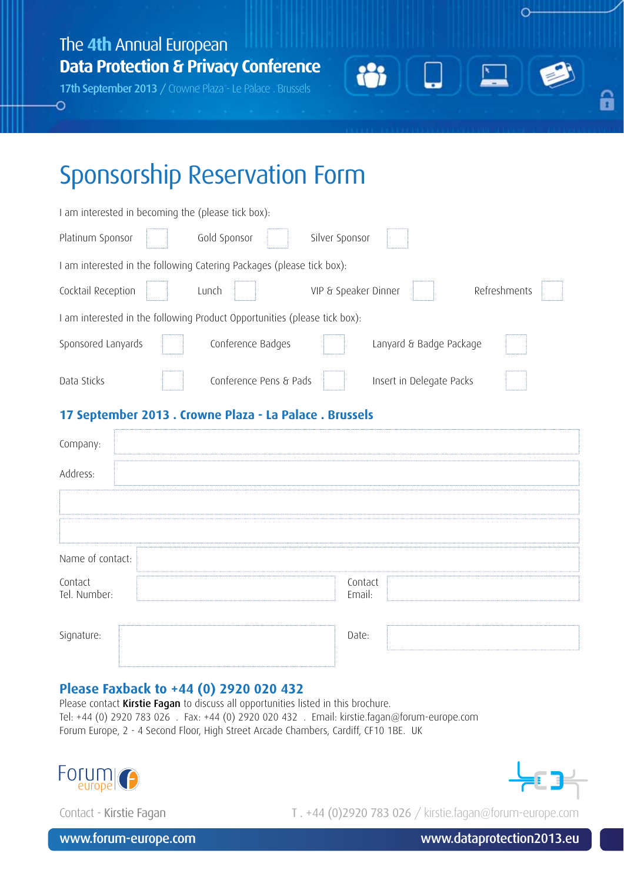The 4th Annual European
**Data Protection & Privacy Conference**
17th September 2013 / Crowne Plaza - Le Palace . Brussels

# Sponsorship Reservation Form

I am interested in becoming the (please tick box):

Platinum Sponsor ☐ Gold Sponsor ☐ Silver Sponsor ☐

I am interested in the following Catering Packages (please tick box):

Cocktail Reception ☐ Lunch ☐ VIP & Speaker Dinner ☐ Refreshments ☐

I am interested in the following Product Opportunities (please tick box):

Sponsored Lanyards ☐ Conference Badges ☐ Lanyard & Badge Package ☐

Data Sticks ☐ Conference Pens & Pads ☐ Insert in Delegate Packs ☐

## 17 September 2013 . Crowne Plaza - La Palace . Brussels

Company:

Address:

Name of contact:

Contact Tel. Number:

Contact Email:

Signature:

Date:

## Please Faxback to +44 (0) 2920 020 432

Please contact **Kirstie Fagan** to discuss all opportunities listed in this brochure.
Tel: +44 (0) 2920 783 026 . Fax: +44 (0) 2920 020 432 . Email: kirstie.fagan@forum-europe.com
Forum Europe, 2 - 4 Second Floor, High Street Arcade Chambers, Cardiff, CF10 1BE. UK

Forum europe

Contact - Kirstie Fagan

T . +44 (0)2920 783 026 / kirstie.fagan@forum-europe.com

www.forum-europe.com www.dataprotection2013.eu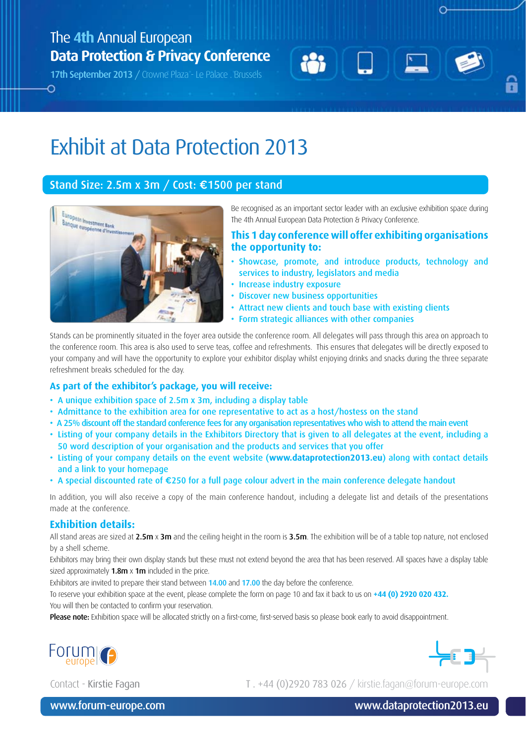The 4th Annual European
**Data Protection & Privacy Conference**
17th September 2013 / Crowne Plaza - Le Palace . Brussels

# Exhibit at Data Protection 2013

## Stand Size: 2.5m x 3m / Cost: €1500 per stand

Be recognised as an important sector leader with an exclusive exhibition space during The 4th Annual European Data Protection & Privacy Conference.

### This 1 day conference will offer exhibiting organisations the opportunity to:

- Showcase, promote, and introduce products, technology and services to industry, legislators and media
- Increase industry exposure
- Discover new business opportunities
- Attract new clients and touch base with existing clients
- Form strategic alliances with other companies

Stands can be prominently situated in the foyer area outside the conference room. All delegates will pass through this area on approach to the conference room. This area is also used to serve teas, coffee and refreshments. This ensures that delegates will be directly exposed to your company and will have the opportunity to explore your exhibitor display whilst enjoying drinks and snacks during the three separate refreshment breaks scheduled for the day.

### As part of the exhibitor's package, you will receive:

- A unique exhibition space of 2.5m x 3m, including a display table
- Admittance to the exhibition area for one representative to act as a host/hostess on the stand
- A 25% discount off the standard conference fees for any organisation representatives who wish to attend the main event
- Listing of your company details in the Exhibitors Directory that is given to all delegates at the event, including a 50 word description of your organisation and the products and services that you offer
- Listing of your company details on the event website (**www.dataprotection2013.eu**) along with contact details and a link to your homepage
- A special discounted rate of €250 for a full page colour advert in the main conference delegate handout

In addition, you will also receive a copy of the main conference handout, including a delegate list and details of the presentations made at the conference.

### Exhibition details:

All stand areas are sized at **2.5m** x **3m** and the ceiling height in the room is **3.5m**. The exhibition will be of a table top nature, not enclosed by a shell scheme.

Exhibitors may bring their own display stands but these must not extend beyond the area that has been reserved. All spaces have a display table sized approximately **1.8m** x **1m** included in the price.

Exhibitors are invited to prepare their stand between 14.00 and 17.00 the day before the conference.

To reserve your exhibition space at the event, please complete the form on page 10 and fax it back to us on **+44 (0) 2920 020 432.**

You will then be contacted to confirm your reservation.

**Please note:** Exhibition space will be allocated strictly on a first-come, first-served basis so please book early to avoid disappointment.

Forum europe

Contact - Kirstie Fagan    T . +44 (0)2920 783 026 / kirstie.fagan@forum-europe.com

www.forum-europe.com    www.dataprotection2013.eu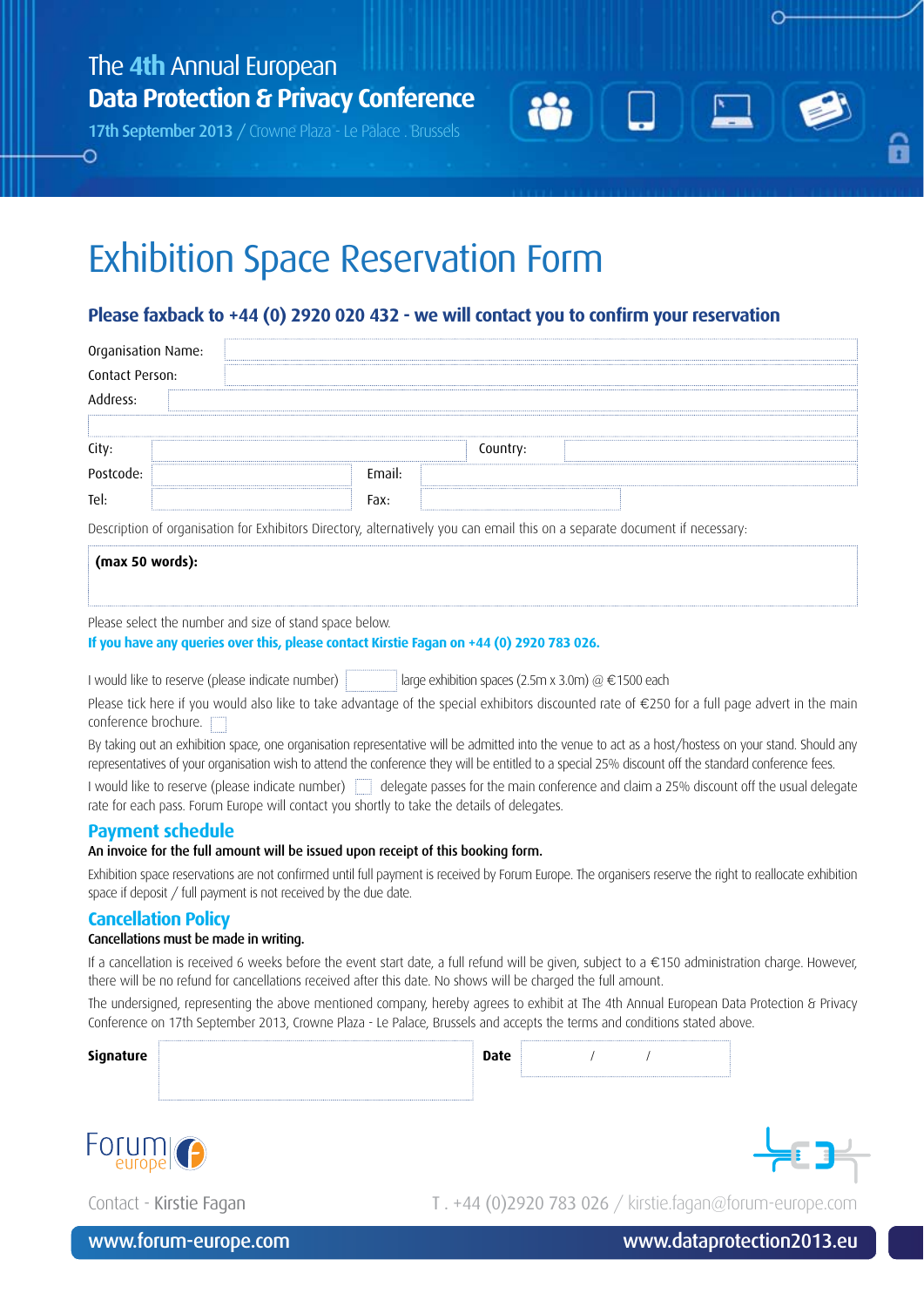The **4th** Annual European
**Data Protection & Privacy Conference**
17th September 2013 / Crowne Plaza - Le Palace . Brussels

# Exhibition Space Reservation Form

### Please faxback to +44 (0) 2920 020 432 - we will contact you to confirm your reservation

Organisation Name:

Contact Person:

Address:

City: Country:

Postcode: Email:

Tel: Fax:

Description of organisation for Exhibitors Directory, alternatively you can email this on a separate document if necessary:

**(max 50 words):**

Please select the number and size of stand space below.
**If you have any queries over this, please contact Kirstie Fagan on +44 (0) 2920 783 026.**

I would like to reserve (please indicate number) ☐ large exhibition spaces (2.5m x 3.0m) @ €1500 each

Please tick here if you would also like to take advantage of the special exhibitors discounted rate of €250 for a full page advert in the main conference brochure. ☐

By taking out an exhibition space, one organisation representative will be admitted into the venue to act as a host/hostess on your stand. Should any representatives of your organisation wish to attend the conference they will be entitled to a special 25% discount off the standard conference fees.

I would like to reserve (please indicate number) ☐ delegate passes for the main conference and claim a 25% discount off the usual delegate rate for each pass. Forum Europe will contact you shortly to take the details of delegates.

## Payment schedule

**An invoice for the full amount will be issued upon receipt of this booking form.**

Exhibition space reservations are not confirmed until full payment is received by Forum Europe. The organisers reserve the right to reallocate exhibition space if deposit / full payment is not received by the due date.

## Cancellation Policy

**Cancellations must be made in writing.**

If a cancellation is received 6 weeks before the event start date, a full refund will be given, subject to a €150 administration charge. However, there will be no refund for cancellations received after this date. No shows will be charged the full amount.

The undersigned, representing the above mentioned company, hereby agrees to exhibit at The 4th Annual European Data Protection & Privacy Conference on 17th September 2013, Crowne Plaza - Le Palace, Brussels and accepts the terms and conditions stated above.

**Signature** **Date** / /

Forum europe

Contact - Kirstie Fagan T . +44 (0)2920 783 026 / kirstie.fagan@forum-europe.com

www.forum-europe.com www.dataprotection2013.eu